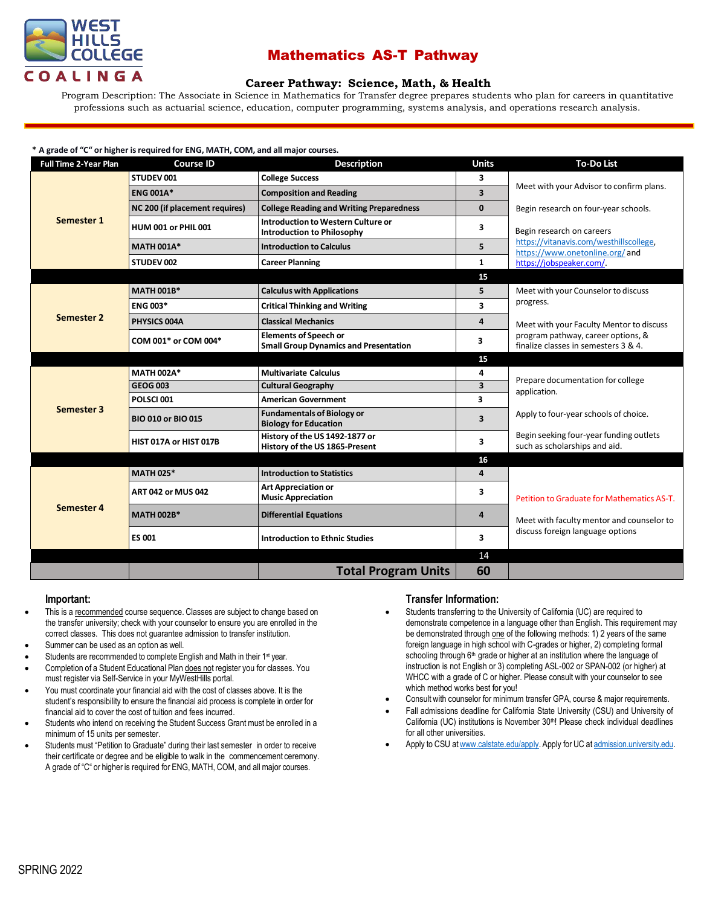WEST HILLS COLLEGE COALINGA

# Mathematics AS-T Pathway

## Career Pathway: Science, Math, & Health

Program Description: The Associate in Science in Mathematics for Transfer degree prepares students who plan for careers in quantitative professions such as actuarial science, education, computer programming, systems analysis, and operations research analysis.

\* A grade of "C" or higher is required for ENG, MATH, COM, and all major courses.

| Full Time 2-Year Plan | Course ID | Description | Units | To-Do List |
|---|---|---|---|---|
| Semester 1 | STUDEV 001 | College Success | 3 | Meet with your Advisor to confirm plans. |
| | ENG 001A* | Composition and Reading | 3 | |
| | NC 200 (if placement requires) | College Reading and Writing Preparedness | 0 | Begin research on four-year schools. |
| | HUM 001 or PHIL 001 | Introduction to Western Culture or Introduction to Philosophy | 3 | Begin research on careers https://vitanavis.com/westhillscollege, https://www.onetonline.org/ and https://jobspeaker.com/. |
| | MATH 001A* | Introduction to Calculus | 5 | |
| | STUDEV 002 | Career Planning | 1 | |
| | | | 15 | |
| Semester 2 | MATH 001B* | Calculus with Applications | 5 | Meet with your Counselor to discuss progress. |
| | ENG 003* | Critical Thinking and Writing | 3 | |
| | PHYSICS 004A | Classical Mechanics | 4 | Meet with your Faculty Mentor to discuss program pathway, career options, & finalize classes in semesters 3 & 4. |
| | COM 001* or COM 004* | Elements of Speech or Small Group Dynamics and Presentation | 3 | |
| | | | 15 | |
| Semester 3 | MATH 002A* | Multivariate Calculus | 4 | Prepare documentation for college application. |
| | GEOG 003 | Cultural Geography | 3 | |
| | POLSCI 001 | American Government | 3 | |
| | BIO 010 or BIO 015 | Fundamentals of Biology or Biology for Education | 3 | Apply to four-year schools of choice. |
| | HIST 017A or HIST 017B | History of the US 1492-1877 or History of the US 1865-Present | 3 | Begin seeking four-year funding outlets such as scholarships and aid. |
| | | | 16 | |
| Semester 4 | MATH 025* | Introduction to Statistics | 4 | Petition to Graduate for Mathematics AS-T. |
| | ART 042 or MUS 042 | Art Appreciation or Music Appreciation | 3 | |
| | MATH 002B* | Differential Equations | 4 | Meet with faculty mentor and counselor to discuss foreign language options |
| | ES 001 | Introduction to Ethnic Studies | 3 | |
| | | | 14 | |
| | | **Total Program Units** | **60** | |

### Important:

- This is a recommended course sequence. Classes are subject to change based on the transfer university; check with your counselor to ensure you are enrolled in the correct classes. This does not guarantee admission to transfer institution.
- Summer can be used as an option as well.
- Students are recommended to complete English and Math in their 1st year.
- Completion of a Student Educational Plan does not register you for classes. You must register via Self-Service in your MyWestHills portal.
- You must coordinate your financial aid with the cost of classes above. It is the student's responsibility to ensure the financial aid process is complete in order for financial aid to cover the cost of tuition and fees incurred.
- Students who intend on receiving the Student Success Grant must be enrolled in a minimum of 15 units per semester.
- Students must "Petition to Graduate" during their last semester in order to receive their certificate or degree and be eligible to walk in the commencement ceremony. A grade of "C" or higher is required for ENG, MATH, COM, and all major courses.

### Transfer Information:

- Students transferring to the University of California (UC) are required to demonstrate competence in a language other than English. This requirement may be demonstrated through one of the following methods: 1) 2 years of the same foreign language in high school with C-grades or higher, 2) completing formal schooling through 6th grade or higher at an institution where the language of instruction is not English or 3) completing ASL-002 or SPAN-002 (or higher) at WHCC with a grade of C or higher. Please consult with your counselor to see which method works best for you!
- Consult with counselor for minimum transfer GPA, course & major requirements.
- Fall admissions deadline for California State University (CSU) and University of California (UC) institutions is November 30th! Please check individual deadlines for all other universities.
- Apply to CSU at www.calstate.edu/apply. Apply for UC at admission.university.edu.

SPRING 2022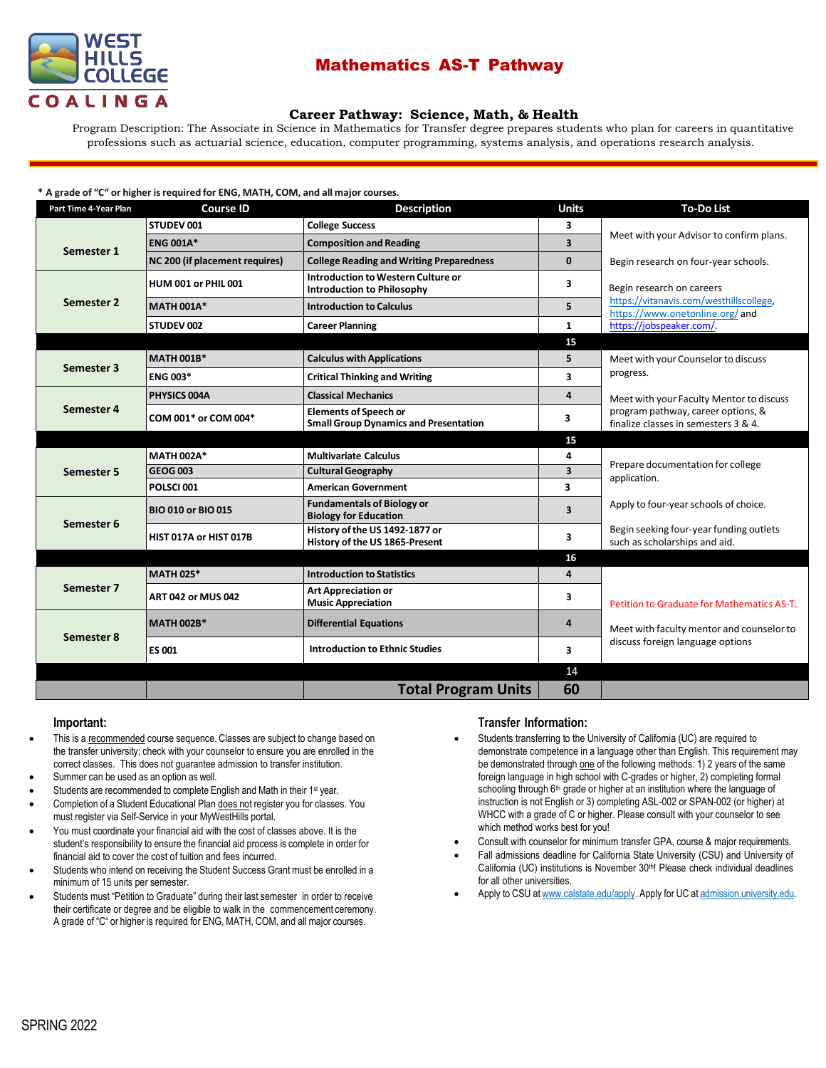# Mathematics AS-T Pathway

## Career Pathway: Science, Math, & Health

Program Description: The Associate in Science in Mathematics for Transfer degree prepares students who plan for careers in quantitative professions such as actuarial science, education, computer programming, systems analysis, and operations research analysis.

**\* A grade of "C" or higher is required for ENG, MATH, COM, and all major courses.**

| Part Time 4-Year Plan | Course ID | Description | Units | To-Do List |
|---|---|---|---|---|
| Semester 1 | STUDEV 001 | College Success | 3 | Meet with your Advisor to confirm plans. Begin research on four-year schools. |
| | ENG 001A* | Composition and Reading | 3 | |
| | NC 200 (if placement requires) | College Reading and Writing Preparedness | 0 | |
| Semester 2 | HUM 001 or PHIL 001 | Introduction to Western Culture or Introduction to Philosophy | 3 | Begin research on careers https://vitanavis.com/westhillscollege, https://www.onetonline.org/ and https://jobspeaker.com/. |
| | MATH 001A* | Introduction to Calculus | 5 | |
| | STUDEV 002 | Career Planning | 1 | |
| | | | 15 | |
| Semester 3 | MATH 001B* | Calculus with Applications | 5 | Meet with your Counselor to discuss progress. |
| | ENG 003* | Critical Thinking and Writing | 3 | |
| Semester 4 | PHYSICS 004A | Classical Mechanics | 4 | Meet with your Faculty Mentor to discuss program pathway, career options, & finalize classes in semesters 3 & 4. |
| | COM 001* or COM 004* | Elements of Speech or Small Group Dynamics and Presentation | 3 | |
| | | | 15 | |
| Semester 5 | MATH 002A* | Multivariate Calculus | 4 | Prepare documentation for college application. |
| | GEOG 003 | Cultural Geography | 3 | |
| | POLSCI 001 | American Government | 3 | |
| Semester 6 | BIO 010 or BIO 015 | Fundamentals of Biology or Biology for Education | 3 | Apply to four-year schools of choice. Begin seeking four-year funding outlets such as scholarships and aid. |
| | HIST 017A or HIST 017B | History of the US 1492-1877 or History of the US 1865-Present | 3 | |
| | | | 16 | |
| Semester 7 | MATH 025* | Introduction to Statistics | 4 | Petition to Graduate for Mathematics AS-T. Meet with faculty mentor and counselor to discuss foreign language options |
| | ART 042 or MUS 042 | Art Appreciation or Music Appreciation | 3 | |
| Semester 8 | MATH 002B* | Differential Equations | 4 | |
| | ES 001 | Introduction to Ethnic Studies | 3 | |
| | | | 14 | |
| | | **Total Program Units** | **60** | |

### Important:

- This is a recommended course sequence. Classes are subject to change based on the transfer university; check with your counselor to ensure you are enrolled in the correct classes. This does not guarantee admission to transfer institution.
- Summer can be used as an option as well.
- Students are recommended to complete English and Math in their 1st year.
- Completion of a Student Educational Plan does not register you for classes. You must register via Self-Service in your MyWestHills portal.
- You must coordinate your financial aid with the cost of classes above. It is the student's responsibility to ensure the financial aid process is complete in order for financial aid to cover the cost of tuition and fees incurred.
- Students who intend on receiving the Student Success Grant must be enrolled in a minimum of 15 units per semester.
- Students must "Petition to Graduate" during their last semester in order to receive their certificate or degree and be eligible to walk in the commencement ceremony. A grade of "C" or higher is required for ENG, MATH, COM, and all major courses.

### Transfer Information:

- Students transferring to the University of California (UC) are required to demonstrate competence in a language other than English. This requirement may be demonstrated through one of the following methods: 1) 2 years of the same foreign language in high school with C-grades or higher, 2) completing formal schooling through 6th grade or higher at an institution where the language of instruction is not English or 3) completing ASL-002 or SPAN-002 (or higher) at WHCC with a grade of C or higher. Please consult with your counselor to see which method works best for you!
- Consult with counselor for minimum transfer GPA, course & major requirements.
- Fall admissions deadline for California State University (CSU) and University of California (UC) institutions is November 30th! Please check individual deadlines for all other universities.
- Apply to CSU at www.calstate.edu/apply. Apply for UC at admission.university.edu.

SPRING 2022